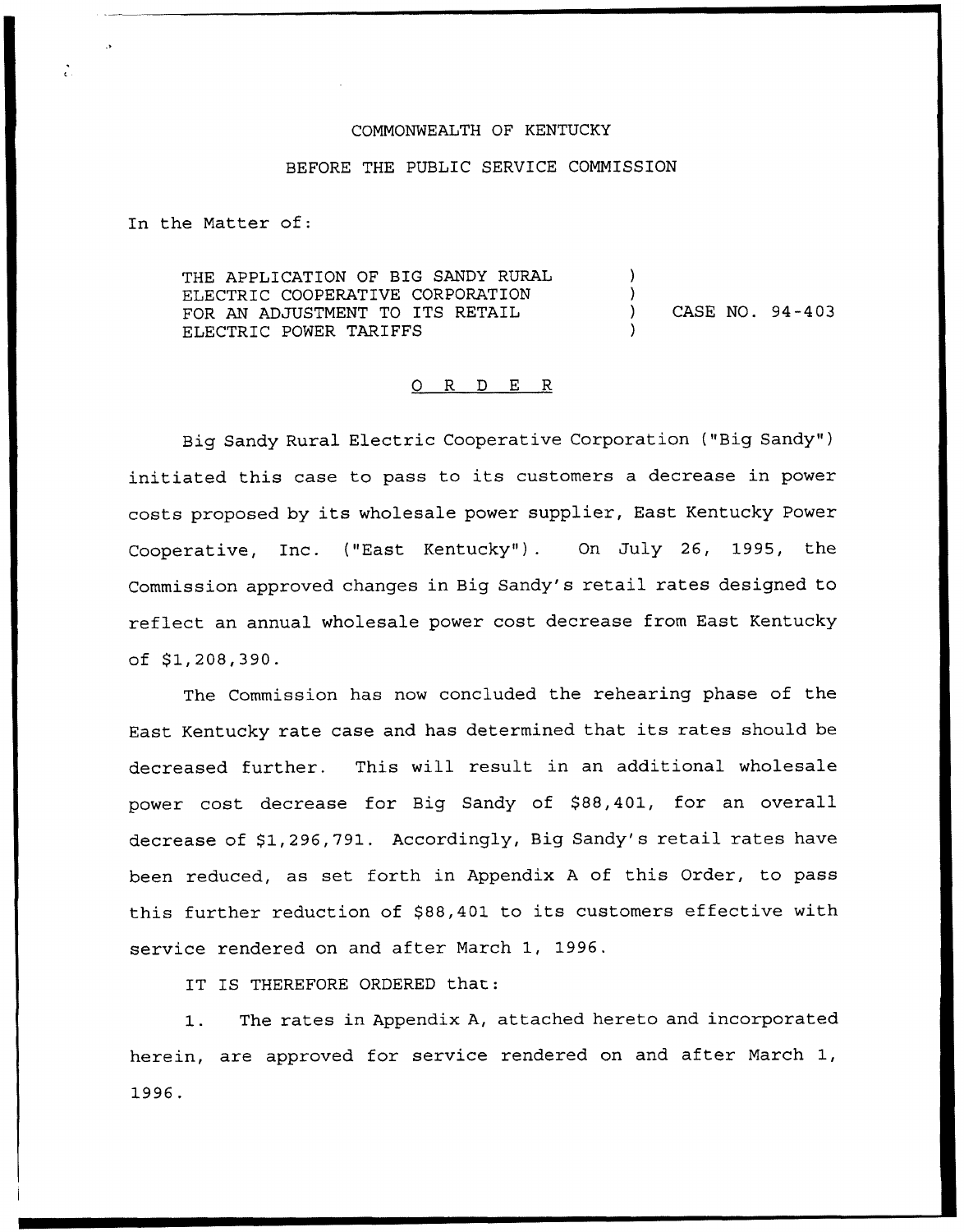COMMONWEALTH OF KENTUCKY

BEFORE THE PUBLIC SERVICE COMMISSION

In the Matter of:

| | | |
|---|---|---|
| THE APPLICATION OF BIG SANDY RURAL ELECTRIC COOPERATIVE CORPORATION FOR AN ADJUSTMENT TO ITS RETAIL ELECTRIC POWER TARIFFS | ) | CASE NO. 94-403 |

O R D E R

Big Sandy Rural Electric Cooperative Corporation ("Big Sandy") initiated this case to pass to its customers a decrease in power costs proposed by its wholesale power supplier, East Kentucky Power Cooperative, Inc. ("East Kentucky"). On July 26, 1995, the Commission approved changes in Big Sandy's retail rates designed to reflect an annual wholesale power cost decrease from East Kentucky of $1,208,390.

The Commission has now concluded the rehearing phase of the East Kentucky rate case and has determined that its rates should be decreased further. This will result in an additional wholesale power cost decrease for Big Sandy of $88,401, for an overall decrease of $1,296,791. Accordingly, Big Sandy's retail rates have been reduced, as set forth in Appendix A of this Order, to pass this further reduction of $88,401 to its customers effective with service rendered on and after March 1, 1996.

IT IS THEREFORE ORDERED that:

1. The rates in Appendix A, attached hereto and incorporated herein, are approved for service rendered on and after March 1, 1996.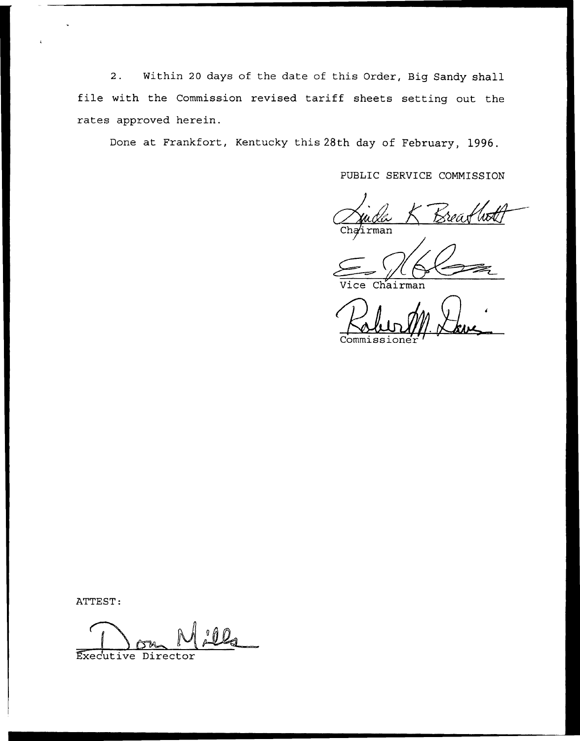2. Within 20 days of the date of this Order, Big Sandy shall file with the Commission revised tariff sheets setting out the rates approved herein.

Done at Frankfort, Kentucky this 28th day of February, 1996.

PUBLIC SERVICE COMMISSION

Chairman

Vice Chairman

Commissioner

ATTEST:

Executive Director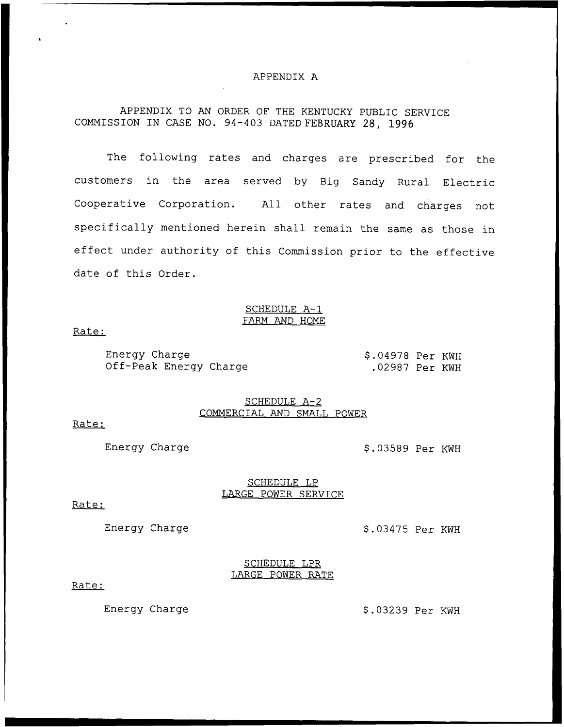# APPENDIX A

APPENDIX TO AN ORDER OF THE KENTUCKY PUBLIC SERVICE COMMISSION IN CASE NO. 94-403 DATED FEBRUARY 28, 1996

The following rates and charges are prescribed for the customers in the area served by Big Sandy Rural Electric Cooperative Corporation. All other rates and charges not specifically mentioned herein shall remain the same as those in effect under authority of this Commission prior to the effective date of this Order.

## SCHEDULE A-1
## FARM AND HOME

Rate:

| | |
|---|---|
| Energy Charge | \$.04978 Per KWH |
| Off-Peak Energy Charge | .02987 Per KWH |

## SCHEDULE A-2
## COMMERCIAL AND SMALL POWER

Rate:

| | |
|---|---|
| Energy Charge | \$.03589 Per KWH |

## SCHEDULE LP
## LARGE POWER SERVICE

Rate:

| | |
|---|---|
| Energy Charge | \$.03475 Per KWH |

## SCHEDULE LPR
## LARGE POWER RATE

Rate:

| | |
|---|---|
| Energy Charge | \$.03239 Per KWH |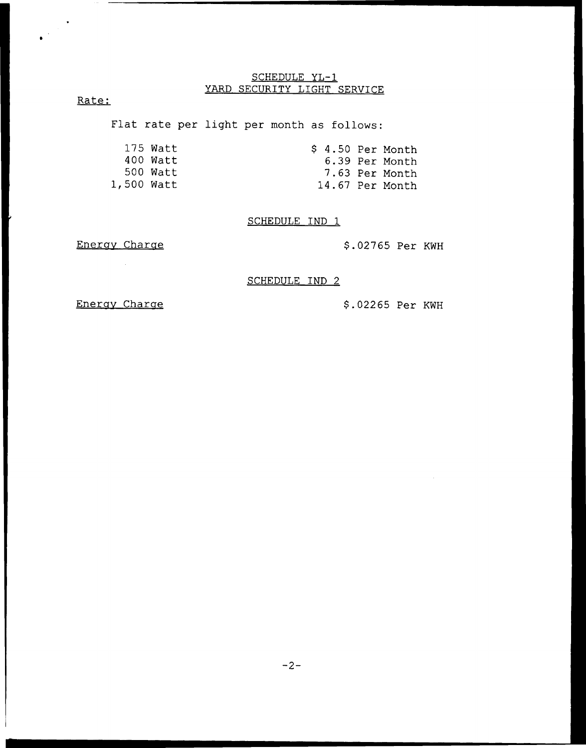## SCHEDULE YL-1
## YARD SECURITY LIGHT SERVICE

Rate:

Flat rate per light per month as follows:

| | |
|---|---|
| 175 Watt | $ 4.50 Per Month |
| 400 Watt | 6.39 Per Month |
| 500 Watt | 7.63 Per Month |
| 1,500 Watt | 14.67 Per Month |

## SCHEDULE IND 1

Energy Charge $.02765 Per KWH

## SCHEDULE IND 2

Energy Charge $.02265 Per KWH